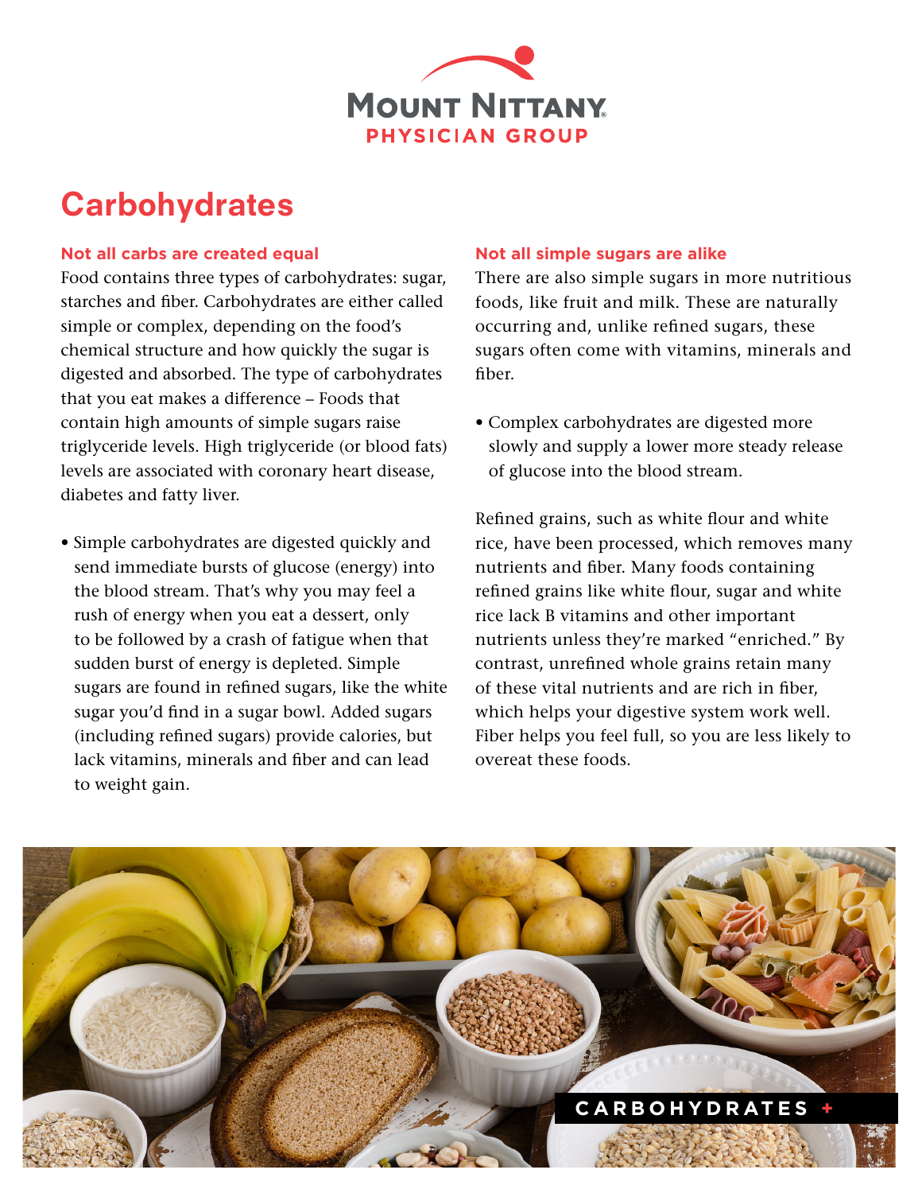# Carbohydrates

### Not all carbs are created equal

Food contains three types of carbohydrates: sugar, starches and fiber. Carbohydrates are either called simple or complex, depending on the food's chemical structure and how quickly the sugar is digested and absorbed. The type of carbohydrates that you eat makes a difference – Foods that contain high amounts of simple sugars raise triglyceride levels. High triglyceride (or blood fats) levels are associated with coronary heart disease, diabetes and fatty liver.

- Simple carbohydrates are digested quickly and send immediate bursts of glucose (energy) into the blood stream. That's why you may feel a rush of energy when you eat a dessert, only to be followed by a crash of fatigue when that sudden burst of energy is depleted. Simple sugars are found in refined sugars, like the white sugar you'd find in a sugar bowl. Added sugars (including refined sugars) provide calories, but lack vitamins, minerals and fiber and can lead to weight gain.

### Not all simple sugars are alike

There are also simple sugars in more nutritious foods, like fruit and milk. These are naturally occurring and, unlike refined sugars, these sugars often come with vitamins, minerals and fiber.

- Complex carbohydrates are digested more slowly and supply a lower more steady release of glucose into the blood stream.

Refined grains, such as white flour and white rice, have been processed, which removes many nutrients and fiber. Many foods containing refined grains like white flour, sugar and white rice lack B vitamins and other important nutrients unless they're marked "enriched." By contrast, unrefined whole grains retain many of these vital nutrients and are rich in fiber, which helps your digestive system work well. Fiber helps you feel full, so you are less likely to overeat these foods.

CARBOHYDRATES +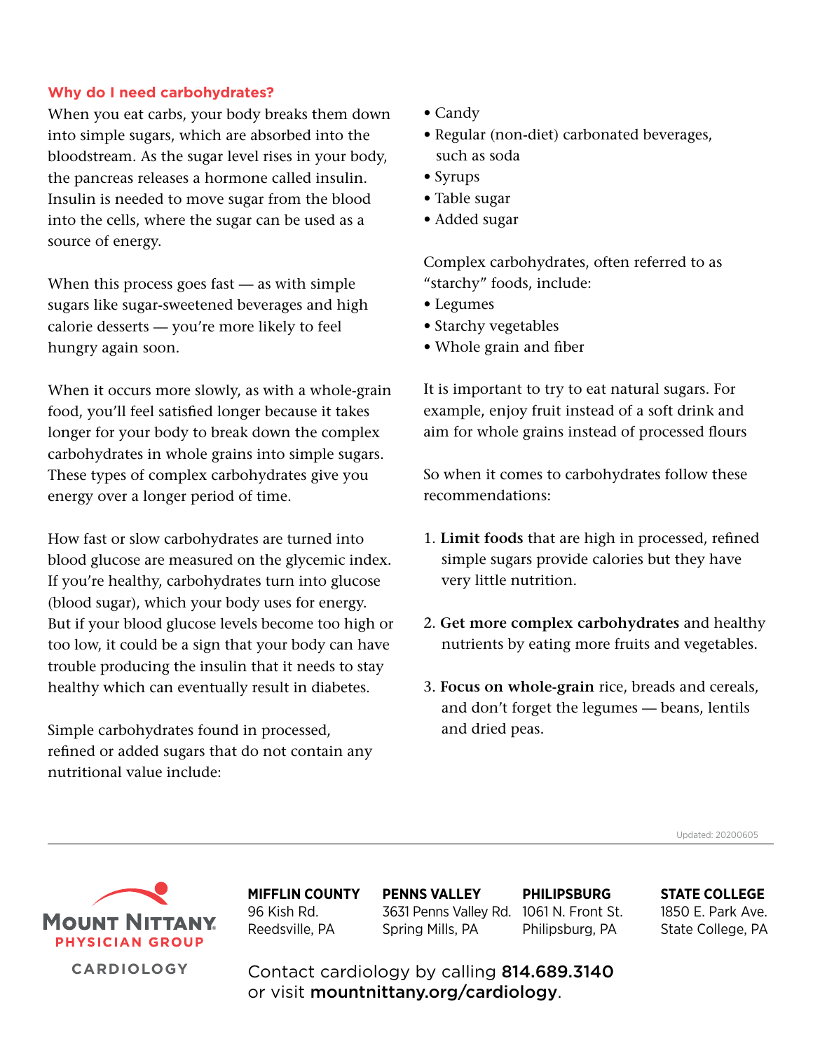## Why do I need carbohydrates?

When you eat carbs, your body breaks them down into simple sugars, which are absorbed into the bloodstream. As the sugar level rises in your body, the pancreas releases a hormone called insulin. Insulin is needed to move sugar from the blood into the cells, where the sugar can be used as a source of energy.

When this process goes fast — as with simple sugars like sugar-sweetened beverages and high calorie desserts — you're more likely to feel hungry again soon.

When it occurs more slowly, as with a whole-grain food, you'll feel satisfied longer because it takes longer for your body to break down the complex carbohydrates in whole grains into simple sugars. These types of complex carbohydrates give you energy over a longer period of time.

How fast or slow carbohydrates are turned into blood glucose are measured on the glycemic index. If you're healthy, carbohydrates turn into glucose (blood sugar), which your body uses for energy. But if your blood glucose levels become too high or too low, it could be a sign that your body can have trouble producing the insulin that it needs to stay healthy which can eventually result in diabetes.

Simple carbohydrates found in processed, refined or added sugars that do not contain any nutritional value include:

- Candy
- Regular (non-diet) carbonated beverages, such as soda
- Syrups
- Table sugar
- Added sugar

Complex carbohydrates, often referred to as "starchy" foods, include:

- Legumes
- Starchy vegetables
- Whole grain and fiber

It is important to try to eat natural sugars. For example, enjoy fruit instead of a soft drink and aim for whole grains instead of processed flours

So when it comes to carbohydrates follow these recommendations:

1. **Limit foods** that are high in processed, refined simple sugars provide calories but they have very little nutrition.

2. **Get more complex carbohydrates** and healthy nutrients by eating more fruits and vegetables.

3. **Focus on whole-grain** rice, breads and cereals, and don't forget the legumes — beans, lentils and dried peas.

Updated: 20200605

MOUNT NITTANY PHYSICIAN GROUP
CARDIOLOGY

**MIFFLIN COUNTY**
96 Kish Rd.
Reedsville, PA

**PENNS VALLEY**
3631 Penns Valley Rd.
Spring Mills, PA

**PHILIPSBURG**
1061 N. Front St.
Philipsburg, PA

**STATE COLLEGE**
1850 E. Park Ave.
State College, PA

Contact cardiology by calling **814.689.3140** or visit **mountnittany.org/cardiology**.